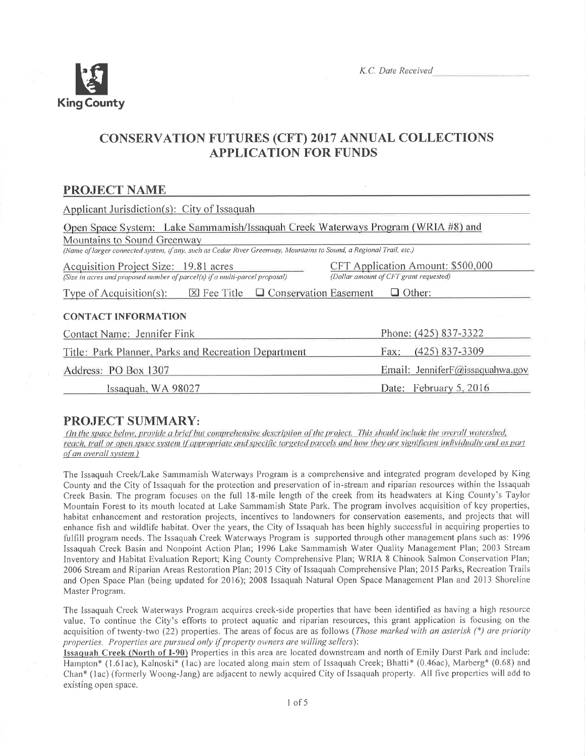King County

*K.C. Date Received*

# CONSERVATION FUTURES (CFT) 2017 ANNUAL COLLECTIONS APPLICATION FOR FUNDS

## PROJECT NAME

Applicant Jurisdiction(s): City of Issaquah

Open Space System: Lake Sammamish/Issaquah Creek Waterways Program (WRIA #8) and Mountains to Sound Greenway
*(Name of larger connected system, if any, such as Cedar River Greenway, Mountains to Sound, a Regional Trail, etc.)*

Acquisition Project Size: 19.81 acres
*(Size in acres and proposed number of parcel(s) if a multi-parcel proposal)*

CFT Application Amount: $500,000
*(Dollar amount of CFT grant requested)*

Type of Acquisition(s): ☒ Fee Title ☐ Conservation Easement ☐ Other:

### CONTACT INFORMATION

Contact Name: Jennifer Fink

Title: Park Planner, Parks and Recreation Department

Address: PO Box 1307
Issaquah, WA 98027

Phone: (425) 837-3322

Fax: (425) 837-3309

Email: JenniferF@issaquahwa.gov

Date: February 5, 2016

## PROJECT SUMMARY:

*(In the space below, provide a brief but comprehensive description of the project. This should include the overall watershed, reach, trail or open space system if appropriate and specific targeted parcels and how they are significant individually and as part of an overall system.)*

The Issaquah Creek/Lake Sammamish Waterways Program is a comprehensive and integrated program developed by King County and the City of Issaquah for the protection and preservation of in-stream and riparian resources within the Issaquah Creek Basin. The program focuses on the full 18-mile length of the creek from its headwaters at King County's Taylor Mountain Forest to its mouth located at Lake Sammamish State Park. The program involves acquisition of key properties, habitat enhancement and restoration projects, incentives to landowners for conservation easements, and projects that will enhance fish and wildlife habitat. Over the years, the City of Issaquah has been highly successful in acquiring properties to fulfill program needs. The Issaquah Creek Waterways Program is supported through other management plans such as: 1996 Issaquah Creek Basin and Nonpoint Action Plan; 1996 Lake Sammamish Water Quality Management Plan; 2003 Stream Inventory and Habitat Evaluation Report; King County Comprehensive Plan; WRIA 8 Chinook Salmon Conservation Plan; 2006 Stream and Riparian Areas Restoration Plan; 2015 City of Issaquah Comprehensive Plan; 2015 Parks, Recreation Trails and Open Space Plan (being updated for 2016); 2008 Issaquah Natural Open Space Management Plan and 2013 Shoreline Master Program.

The Issaquah Creek Waterways Program acquires creek-side properties that have been identified as having a high resource value. To continue the City's efforts to protect aquatic and riparian resources, this grant application is focusing on the acquisition of twenty-two (22) properties. The areas of focus are as follows (*Those marked with an asterisk (*) are priority properties. Properties are pursued only if property owners are willing sellers*):

**Issaquah Creek (North of I-90)** Properties in this area are located downstream and north of Emily Darst Park and include: Hampton* (1.61ac), Kalnoski* (1ac) are located along main stem of Issaquah Creek; Bhatti* (0.46ac), Marberg* (0.68) and Chan* (1ac) (formerly Woong-Jang) are adjacent to newly acquired City of Issaquah property. All five properties will add to existing open space.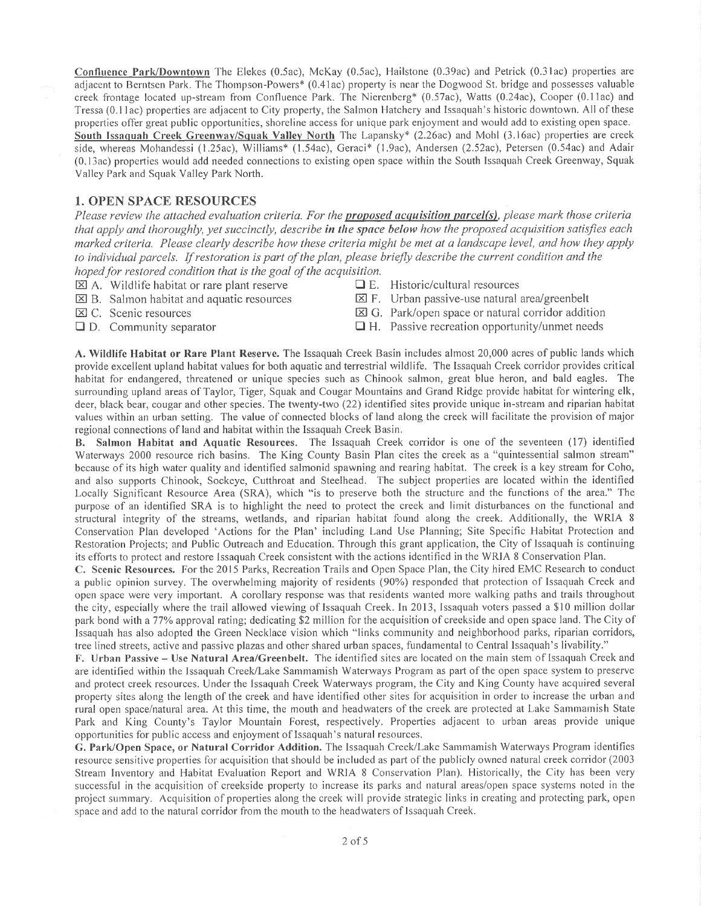**Confluence Park/Downtown** The Elekes (0.5ac), McKay (0.5ac), Hailstone (0.39ac) and Petrick (0.31ac) properties are adjacent to Berntsen Park. The Thompson-Powers* (0.41ac) property is near the Dogwood St. bridge and possesses valuable creek frontage located up-stream from Confluence Park. The Nierenberg* (0.57ac), Watts (0.24ac), Cooper (0.11ac) and Tressa (0.11ac) properties are adjacent to City property, the Salmon Hatchery and Issaquah's historic downtown. All of these properties offer great public opportunities, shoreline access for unique park enjoyment and would add to existing open space.

**South Issaquah Creek Greenway/Squak Valley North** The Lapansky* (2.26ac) and Mohl (3.16ac) properties are creek side, whereas Mohandessi (1.25ac), Williams* (1.54ac), Geraci* (1.9ac), Andersen (2.52ac), Petersen (0.54ac) and Adair (0.13ac) properties would add needed connections to existing open space within the South Issaquah Creek Greenway, Squak Valley Park and Squak Valley Park North.

## 1. OPEN SPACE RESOURCES

*Please review the attached evaluation criteria. For the* ***proposed acquisition parcel(s)****, please mark those criteria that apply and thoroughly, yet succinctly, describe* ***in the space below*** *how the proposed acquisition satisfies each marked criteria. Please clearly describe how these criteria might be met at a landscape level, and how they apply to individual parcels. If restoration is part of the plan, please briefly describe the current condition and the hoped for restored condition that is the goal of the acquisition.*

- ☒ A. Wildlife habitat or rare plant reserve
- ☒ B. Salmon habitat and aquatic resources
- ☒ C. Scenic resources
- ☐ D. Community separator
- ☐ E. Historic/cultural resources
- ☒ F. Urban passive-use natural area/greenbelt
- ☒ G. Park/open space or natural corridor addition
- ☐ H. Passive recreation opportunity/unmet needs

**A. Wildlife Habitat or Rare Plant Reserve.** The Issaquah Creek Basin includes almost 20,000 acres of public lands which provide excellent upland habitat values for both aquatic and terrestrial wildlife. The Issaquah Creek corridor provides critical habitat for endangered, threatened or unique species such as Chinook salmon, great blue heron, and bald eagles. The surrounding upland areas of Taylor, Tiger, Squak and Cougar Mountains and Grand Ridge provide habitat for wintering elk, deer, black bear, cougar and other species. The twenty-two (22) identified sites provide unique in-stream and riparian habitat values within an urban setting. The value of connected blocks of land along the creek will facilitate the provision of major regional connections of land and habitat within the Issaquah Creek Basin.

**B. Salmon Habitat and Aquatic Resources.** The Issaquah Creek corridor is one of the seventeen (17) identified Waterways 2000 resource rich basins. The King County Basin Plan cites the creek as a "quintessential salmon stream" because of its high water quality and identified salmonid spawning and rearing habitat. The creek is a key stream for Coho, and also supports Chinook, Sockeye, Cutthroat and Steelhead. The subject properties are located within the identified Locally Significant Resource Area (SRA), which "is to preserve both the structure and the functions of the area." The purpose of an identified SRA is to highlight the need to protect the creek and limit disturbances on the functional and structural integrity of the streams, wetlands, and riparian habitat found along the creek. Additionally, the WRIA 8 Conservation Plan developed 'Actions for the Plan' including Land Use Planning; Site Specific Habitat Protection and Restoration Projects; and Public Outreach and Education. Through this grant application, the City of Issaquah is continuing its efforts to protect and restore Issaquah Creek consistent with the actions identified in the WRIA 8 Conservation Plan.

**C. Scenic Resources.** For the 2015 Parks, Recreation Trails and Open Space Plan, the City hired EMC Research to conduct a public opinion survey. The overwhelming majority of residents (90%) responded that protection of Issaquah Creek and open space were very important. A corollary response was that residents wanted more walking paths and trails throughout the city, especially where the trail allowed viewing of Issaquah Creek. In 2013, Issaquah voters passed a $10 million dollar park bond with a 77% approval rating; dedicating $2 million for the acquisition of creekside and open space land. The City of Issaquah has also adopted the Green Necklace vision which "links community and neighborhood parks, riparian corridors, tree lined streets, active and passive plazas and other shared urban spaces, fundamental to Central Issaquah's livability."

**F. Urban Passive – Use Natural Area/Greenbelt.** The identified sites are located on the main stem of Issaquah Creek and are identified within the Issaquah Creek/Lake Sammamish Waterways Program as part of the open space system to preserve and protect creek resources. Under the Issaquah Creek Waterways program, the City and King County have acquired several property sites along the length of the creek and have identified other sites for acquisition in order to increase the urban and rural open space/natural area. At this time, the mouth and headwaters of the creek are protected at Lake Sammamish State Park and King County's Taylor Mountain Forest, respectively. Properties adjacent to urban areas provide unique opportunities for public access and enjoyment of Issaquah's natural resources.

**G. Park/Open Space, or Natural Corridor Addition.** The Issaquah Creek/Lake Sammamish Waterways Program identifies resource sensitive properties for acquisition that should be included as part of the publicly owned natural creek corridor (2003 Stream Inventory and Habitat Evaluation Report and WRIA 8 Conservation Plan). Historically, the City has been very successful in the acquisition of creekside property to increase its parks and natural areas/open space systems noted in the project summary. Acquisition of properties along the creek will provide strategic links in creating and protecting park, open space and add to the natural corridor from the mouth to the headwaters of Issaquah Creek.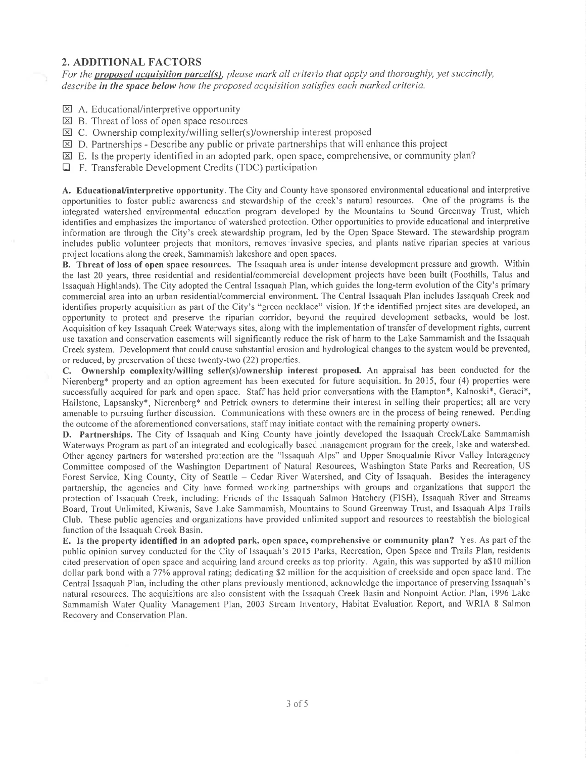## 2. ADDITIONAL FACTORS

*For the* ***proposed acquisition parcel(s)****, please mark all criteria that apply and thoroughly, yet succinctly, describe* ***in the space below*** *how the proposed acquisition satisfies each marked criteria.*

- ☒ A. Educational/interpretive opportunity
- ☒ B. Threat of loss of open space resources
- ☒ C. Ownership complexity/willing seller(s)/ownership interest proposed
- ☒ D. Partnerships - Describe any public or private partnerships that will enhance this project
- ☒ E. Is the property identified in an adopted park, open space, comprehensive, or community plan?
- ☐ F. Transferable Development Credits (TDC) participation

**A. Educational/interpretive opportunity**. The City and County have sponsored environmental educational and interpretive opportunities to foster public awareness and stewardship of the creek's natural resources. One of the programs is the integrated watershed environmental education program developed by the Mountains to Sound Greenway Trust, which identifies and emphasizes the importance of watershed protection. Other opportunities to provide educational and interpretive information are through the City's creek stewardship program, led by the Open Space Steward. The stewardship program includes public volunteer projects that monitors, removes invasive species, and plants native riparian species at various project locations along the creek, Sammamish lakeshore and open spaces.

**B. Threat of loss of open space resources.** The Issaquah area is under intense development pressure and growth. Within the last 20 years, three residential and residential/commercial development projects have been built (Foothills, Talus and Issaquah Highlands). The City adopted the Central Issaquah Plan, which guides the long-term evolution of the City's primary commercial area into an urban residential/commercial environment. The Central Issaquah Plan includes Issaquah Creek and identifies property acquisition as part of the City's "green necklace" vision. If the identified project sites are developed, an opportunity to protect and preserve the riparian corridor, beyond the required development setbacks, would be lost. Acquisition of key Issaquah Creek Waterways sites, along with the implementation of transfer of development rights, current use taxation and conservation easements will significantly reduce the risk of harm to the Lake Sammamish and the Issaquah Creek system. Development that could cause substantial erosion and hydrological changes to the system would be prevented, or reduced, by preservation of these twenty-two (22) properties.

**C. Ownership complexity/willing seller(s)/ownership interest proposed.** An appraisal has been conducted for the Nierenberg* property and an option agreement has been executed for future acquisition. In 2015, four (4) properties were successfully acquired for park and open space. Staff has held prior conversations with the Hampton*, Kalnoski*, Geraci*, Hailstone, Lapsansky*, Nierenberg* and Petrick owners to determine their interest in selling their properties; all are very amenable to pursuing further discussion. Communications with these owners are in the process of being renewed. Pending the outcome of the aforementioned conversations, staff may initiate contact with the remaining property owners.

**D. Partnerships.** The City of Issaquah and King County have jointly developed the Issaquah Creek/Lake Sammamish Waterways Program as part of an integrated and ecologically based management program for the creek, lake and watershed. Other agency partners for watershed protection are the "Issaquah Alps" and Upper Snoqualmie River Valley Interagency Committee composed of the Washington Department of Natural Resources, Washington State Parks and Recreation, US Forest Service, King County, City of Seattle – Cedar River Watershed, and City of Issaquah. Besides the interagency partnership, the agencies and City have formed working partnerships with groups and organizations that support the protection of Issaquah Creek, including: Friends of the Issaquah Salmon Hatchery (FISH), Issaquah River and Streams Board, Trout Unlimited, Kiwanis, Save Lake Sammamish, Mountains to Sound Greenway Trust, and Issaquah Alps Trails Club. These public agencies and organizations have provided unlimited support and resources to reestablish the biological function of the Issaquah Creek Basin.

**E. Is the property identified in an adopted park, open space, comprehensive or community plan?** Yes. As part of the public opinion survey conducted for the City of Issaquah's 2015 Parks, Recreation, Open Space and Trails Plan, residents cited preservation of open space and acquiring land around creeks as top priority. Again, this was supported by a$10 million dollar park bond with a 77% approval rating; dedicating $2 million for the acquisition of creekside and open space land. The Central Issaquah Plan, including the other plans previously mentioned, acknowledge the importance of preserving Issaquah's natural resources. The acquisitions are also consistent with the Issaquah Creek Basin and Nonpoint Action Plan, 1996 Lake Sammamish Water Quality Management Plan, 2003 Stream Inventory, Habitat Evaluation Report, and WRIA 8 Salmon Recovery and Conservation Plan.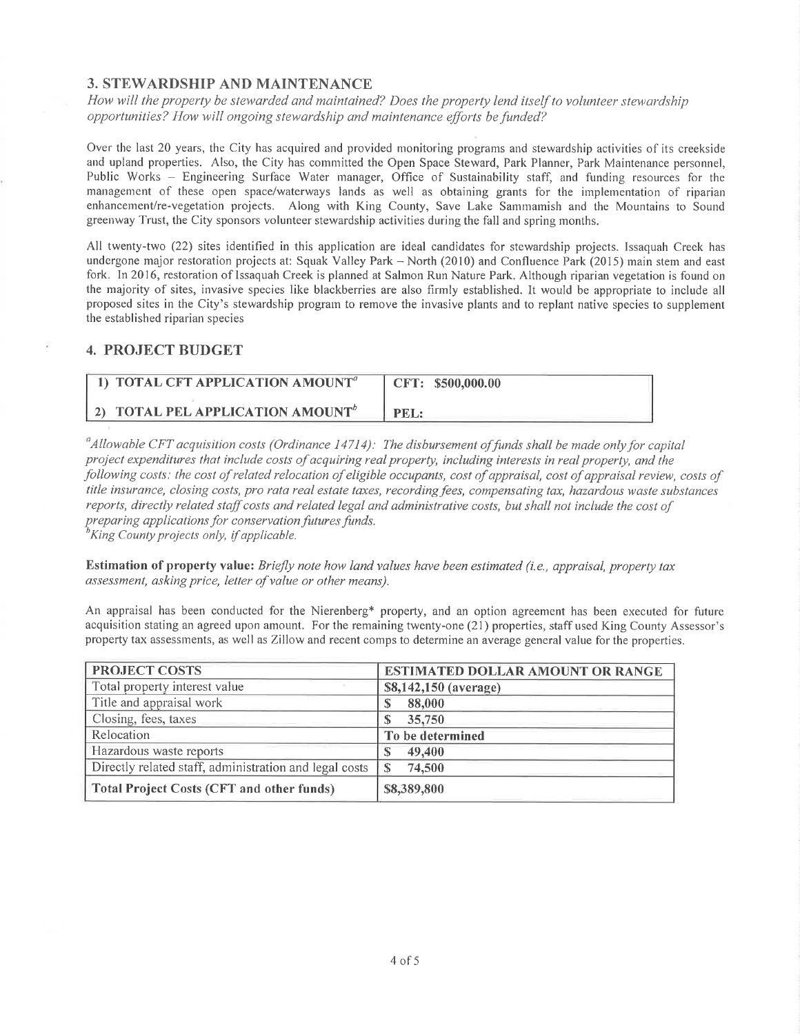## 3. STEWARDSHIP AND MAINTENANCE

*How will the property be stewarded and maintained? Does the property lend itself to volunteer stewardship opportunities? How will ongoing stewardship and maintenance efforts be funded?*

Over the last 20 years, the City has acquired and provided monitoring programs and stewardship activities of its creekside and upland properties. Also, the City has committed the Open Space Steward, Park Planner, Park Maintenance personnel, Public Works – Engineering Surface Water manager, Office of Sustainability staff, and funding resources for the management of these open space/waterways lands as well as obtaining grants for the implementation of riparian enhancement/re-vegetation projects. Along with King County, Save Lake Sammamish and the Mountains to Sound greenway Trust, the City sponsors volunteer stewardship activities during the fall and spring months.

All twenty-two (22) sites identified in this application are ideal candidates for stewardship projects. Issaquah Creek has undergone major restoration projects at: Squak Valley Park – North (2010) and Confluence Park (2015) main stem and east fork. In 2016, restoration of Issaquah Creek is planned at Salmon Run Nature Park. Although riparian vegetation is found on the majority of sites, invasive species like blackberries are also firmly established. It would be appropriate to include all proposed sites in the City's stewardship program to remove the invasive plants and to replant native species to supplement the established riparian species

## 4. PROJECT BUDGET

| | |
|---|---|
| **1) TOTAL CFT APPLICATION AMOUNT[a]** | **CFT: $500,000.00** |
| **2) TOTAL PEL APPLICATION AMOUNT[b]** | **PEL:** |

[a]*Allowable CFT acquisition costs (Ordinance 14714): The disbursement of funds shall be made only for capital project expenditures that include costs of acquiring real property, including interests in real property, and the following costs: the cost of related relocation of eligible occupants, cost of appraisal, cost of appraisal review, costs of title insurance, closing costs, pro rata real estate taxes, recording fees, compensating tax, hazardous waste substances reports, directly related staff costs and related legal and administrative costs, but shall not include the cost of preparing applications for conservation futures funds.*
[b]*King County projects only, if applicable.*

**Estimation of property value:** *Briefly note how land values have been estimated (i.e., appraisal, property tax assessment, asking price, letter of value or other means).*

An appraisal has been conducted for the Nierenberg* property, and an option agreement has been executed for future acquisition stating an agreed upon amount. For the remaining twenty-one (21) properties, staff used King County Assessor's property tax assessments, as well as Zillow and recent comps to determine an average general value for the properties.

| PROJECT COSTS | ESTIMATED DOLLAR AMOUNT OR RANGE |
|---|---|
| Total property interest value | **$8,142,150 (average)** |
| Title and appraisal work | **$ 88,000** |
| Closing, fees, taxes | **$ 35,750** |
| Relocation | **To be determined** |
| Hazardous waste reports | **$ 49,400** |
| Directly related staff, administration and legal costs | **$ 74,500** |
| **Total Project Costs (CFT and other funds)** | **$8,389,800** |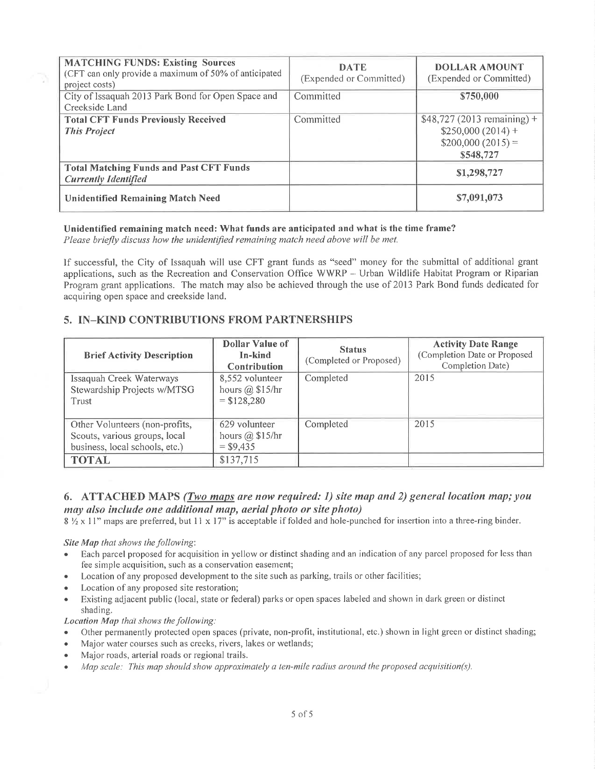| **MATCHING FUNDS: Existing Sources** (CFT can only provide a maximum of 50% of anticipated project costs) | **DATE** (Expended or Committed) | **DOLLAR AMOUNT** (Expended or Committed) |
|---|---|---|
| City of Issaquah 2013 Park Bond for Open Space and Creekside Land | Committed | **$750,000** |
| **Total CFT Funds Previously Received** ***This Project*** | Committed | $48,727 (2013 remaining) + $250,000 (2014) + $200,000 (2015) = **$548,727** |
| **Total Matching Funds and Past CFT Funds** ***Currently Identified*** | | **$1,298,727** |
| **Unidentified Remaining Match Need** | | **$7,091,073** |

**Unidentified remaining match need: What funds are anticipated and what is the time frame?**
*Please briefly discuss how the unidentified remaining match need above will be met.*

If successful, the City of Issaquah will use CFT grant funds as "seed" money for the submittal of additional grant applications, such as the Recreation and Conservation Office WWRP – Urban Wildlife Habitat Program or Riparian Program grant applications. The match may also be achieved through the use of 2013 Park Bond funds dedicated for acquiring open space and creekside land.

## 5. IN–KIND CONTRIBUTIONS FROM PARTNERSHIPS

| **Brief Activity Description** | **Dollar Value of In-kind Contribution** | **Status** (Completed or Proposed) | **Activity Date Range** (Completion Date or Proposed Completion Date) |
|---|---|---|---|
| Issaquah Creek Waterways Stewardship Projects w/MTSG Trust | 8,552 volunteer hours @ $15/hr = $128,280 | Completed | 2015 |
| Other Volunteers (non-profits, Scouts, various groups, local business, local schools, etc.) | 629 volunteer hours @ $15/hr = $9,435 | Completed | 2015 |
| **TOTAL** | $137,715 | | |

## 6. ATTACHED MAPS *(Two maps are now required: 1) site map and 2) general location map; you may also include one additional map, aerial photo or site photo)*

8 ½ x 11" maps are preferred, but 11 x 17" is acceptable if folded and hole-punched for insertion into a three-ring binder.

***Site Map** that shows the following:*

- Each parcel proposed for acquisition in yellow or distinct shading and an indication of any parcel proposed for less than fee simple acquisition, such as a conservation easement;
- Location of any proposed development to the site such as parking, trails or other facilities;
- Location of any proposed site restoration;
- Existing adjacent public (local, state or federal) parks or open spaces labeled and shown in dark green or distinct shading.

***Location Map** that shows the following:*

- Other permanently protected open spaces (private, non-profit, institutional, etc.) shown in light green or distinct shading;
- Major water courses such as creeks, rivers, lakes or wetlands;
- Major roads, arterial roads or regional trails.
- *Map scale: This map should show approximately a ten-mile radius around the proposed acquisition(s).*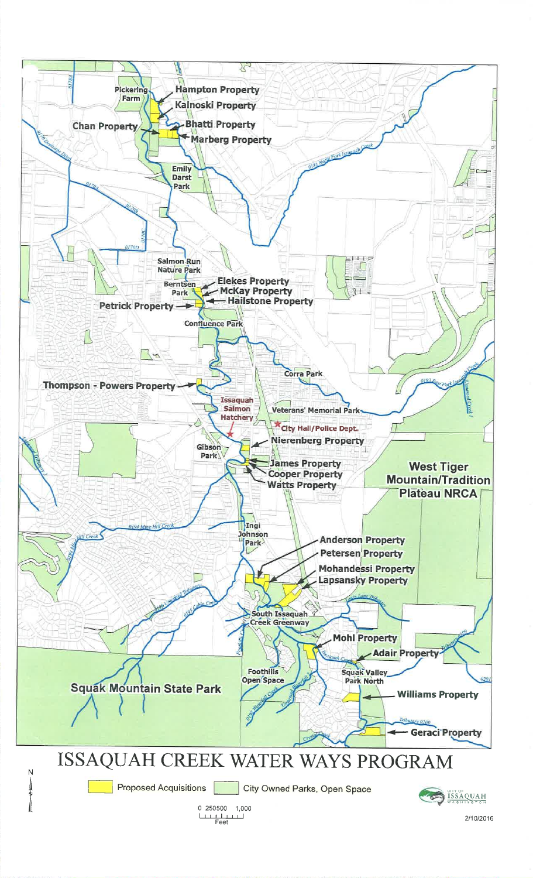# ISSAQUAH CREEK WATER WAYS PROGRAM

Pickering Farm

Hampton Property

Kalnoski Property

Chan Property

Bhatti Property

Marberg Property

Emily Darst Park

Salmon Run Nature Park

Berntsen Park

Elekes Property

McKay Property

Hailstone Property

Petrick Property

Confluence Park

Corra Park

Thompson - Powers Property

Issaquah Salmon Hatchery

Veterans' Memorial Park

City Hall/Police Dept.

Gibson Park

Nierenberg Property

James Property

Cooper Property

Watts Property

West Tiger Mountain/Tradition Plateau NRCA

Ingi Johnson Park

Anderson Property

Petersen Property

Mohandessi Property

Lapsansky Property

South Issaquah Creek Greenway

Mohl Property

Adair Property

Foothills Open Space

Squak Valley Park North

Squak Mountain State Park

Williams Property

Geraci Property

North Fork Issaquah Creek

East Fork Issaquah Creek

Issaquah Creek

Holder Creek

Cabin Creek

Fifteenmile Creek

McDonald Creek

Tributary 0200

Crystal Creek

Coyote Creek

Tributary 0199

Tibbetts Creek

Mine Hill Creek

Unnamed Tributary

Lewis Lane Tributary

Drainage Ditch

0178A

0170

0170A

0170B

0170C

0170D

0181

0183

0184

0193

0194

0195

0201

Legend: Proposed Acquisitions | City Owned Parks, Open Space

N

0 250 500 1,000

Feet

City of Issaquah Washington

2/10/2016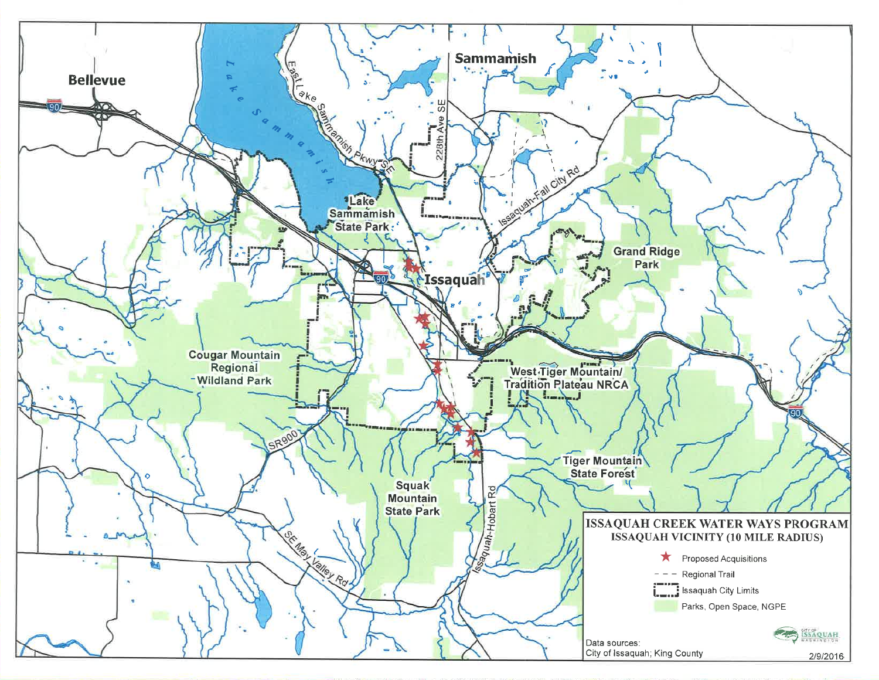# ISSAQUAH CREEK WATER WAYS PROGRAM

## ISSAQUAH VICINITY (10 MILE RADIUS)

Bellevue

Sammamish

Lake Sammamish

East Lake Sammamish Pkwy SE

228th Ave SE

Issaquah-Fall City Rd

Lake Sammamish State Park

Issaquah

Grand Ridge Park

Cougar Mountain Regional Wildland Park

West Tiger Mountain/ Tradition Plateau NRCA

SR900

Tiger Mountain State Forest

Squak Mountain State Park

SE May Valley Rd

Issaquah-Hobart Rd

90

★ Proposed Acquisitions

--- Regional Trail

Issaquah City Limits

Parks, Open Space, NGPE

Data sources:
City of Issaquah; King County

CITY OF ISSAQUAH WASHINGTON

2/9/2016